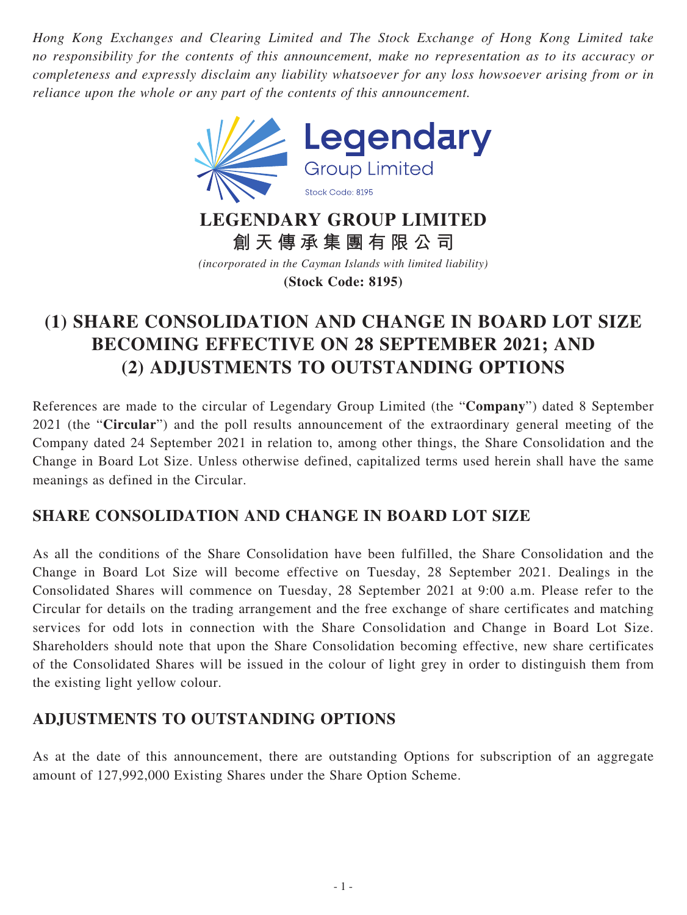*Hong Kong Exchanges and Clearing Limited and The Stock Exchange of Hong Kong Limited take no responsibility for the contents of this announcement, make no representation as to its accuracy or completeness and expressly disclaim any liability whatsoever for any loss howsoever arising from or in reliance upon the whole or any part of the contents of this announcement.*

Legendary
Group Limited
Stock Code: 8195

**LEGENDARY GROUP LIMITED**
**創天傳承集團有限公司**
*(incorporated in the Cayman Islands with limited liability)*
**(Stock Code: 8195)**

# (1) SHARE CONSOLIDATION AND CHANGE IN BOARD LOT SIZE BECOMING EFFECTIVE ON 28 SEPTEMBER 2021; AND (2) ADJUSTMENTS TO OUTSTANDING OPTIONS

References are made to the circular of Legendary Group Limited (the "**Company**") dated 8 September 2021 (the "**Circular**") and the poll results announcement of the extraordinary general meeting of the Company dated 24 September 2021 in relation to, among other things, the Share Consolidation and the Change in Board Lot Size. Unless otherwise defined, capitalized terms used herein shall have the same meanings as defined in the Circular.

## SHARE CONSOLIDATION AND CHANGE IN BOARD LOT SIZE

As all the conditions of the Share Consolidation have been fulfilled, the Share Consolidation and the Change in Board Lot Size will become effective on Tuesday, 28 September 2021. Dealings in the Consolidated Shares will commence on Tuesday, 28 September 2021 at 9:00 a.m. Please refer to the Circular for details on the trading arrangement and the free exchange of share certificates and matching services for odd lots in connection with the Share Consolidation and Change in Board Lot Size. Shareholders should note that upon the Share Consolidation becoming effective, new share certificates of the Consolidated Shares will be issued in the colour of light grey in order to distinguish them from the existing light yellow colour.

## ADJUSTMENTS TO OUTSTANDING OPTIONS

As at the date of this announcement, there are outstanding Options for subscription of an aggregate amount of 127,992,000 Existing Shares under the Share Option Scheme.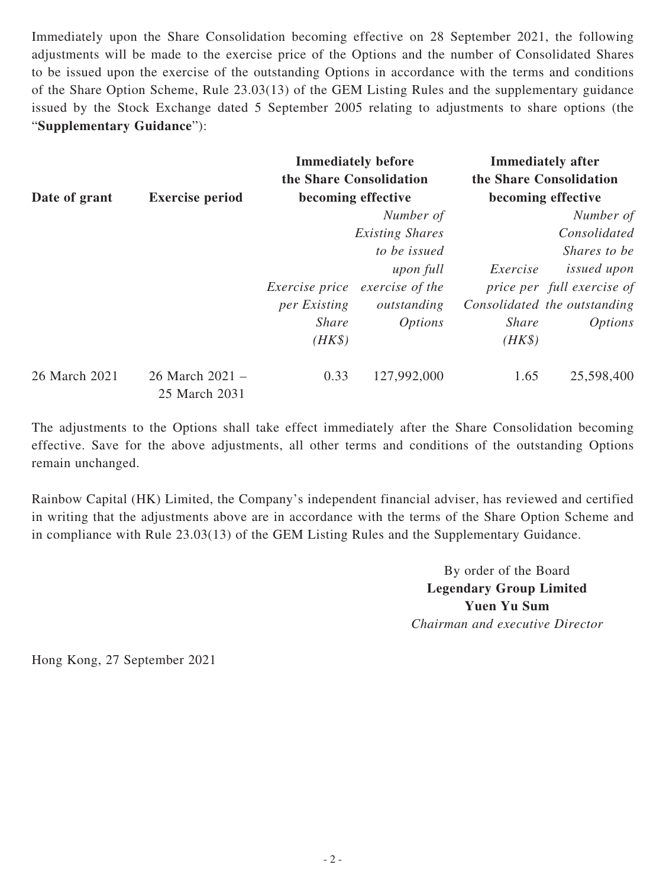Immediately upon the Share Consolidation becoming effective on 28 September 2021, the following adjustments will be made to the exercise price of the Options and the number of Consolidated Shares to be issued upon the exercise of the outstanding Options in accordance with the terms and conditions of the Share Option Scheme, Rule 23.03(13) of the GEM Listing Rules and the supplementary guidance issued by the Stock Exchange dated 5 September 2005 relating to adjustments to share options (the "**Supplementary Guidance**"):

| **Date of grant** | **Exercise period** | **Immediately before the Share Consolidation becoming effective** | | **Immediately after the Share Consolidation becoming effective** | |
|---|---|---|---|---|---|
| | | *Exercise price per Existing Share (HK$)* | *Number of Existing Shares to be issued upon full exercise of the outstanding Options* | *Exercise price per Consolidated Share (HK$)* | *Number of Consolidated Shares to be issued upon full exercise of the outstanding Options* |
| 26 March 2021 | 26 March 2021 – 25 March 2031 | 0.33 | 127,992,000 | 1.65 | 25,598,400 |

The adjustments to the Options shall take effect immediately after the Share Consolidation becoming effective. Save for the above adjustments, all other terms and conditions of the outstanding Options remain unchanged.

Rainbow Capital (HK) Limited, the Company's independent financial adviser, has reviewed and certified in writing that the adjustments above are in accordance with the terms of the Share Option Scheme and in compliance with Rule 23.03(13) of the GEM Listing Rules and the Supplementary Guidance.

By order of the Board
**Legendary Group Limited**
**Yuen Yu Sum**
*Chairman and executive Director*

Hong Kong, 27 September 2021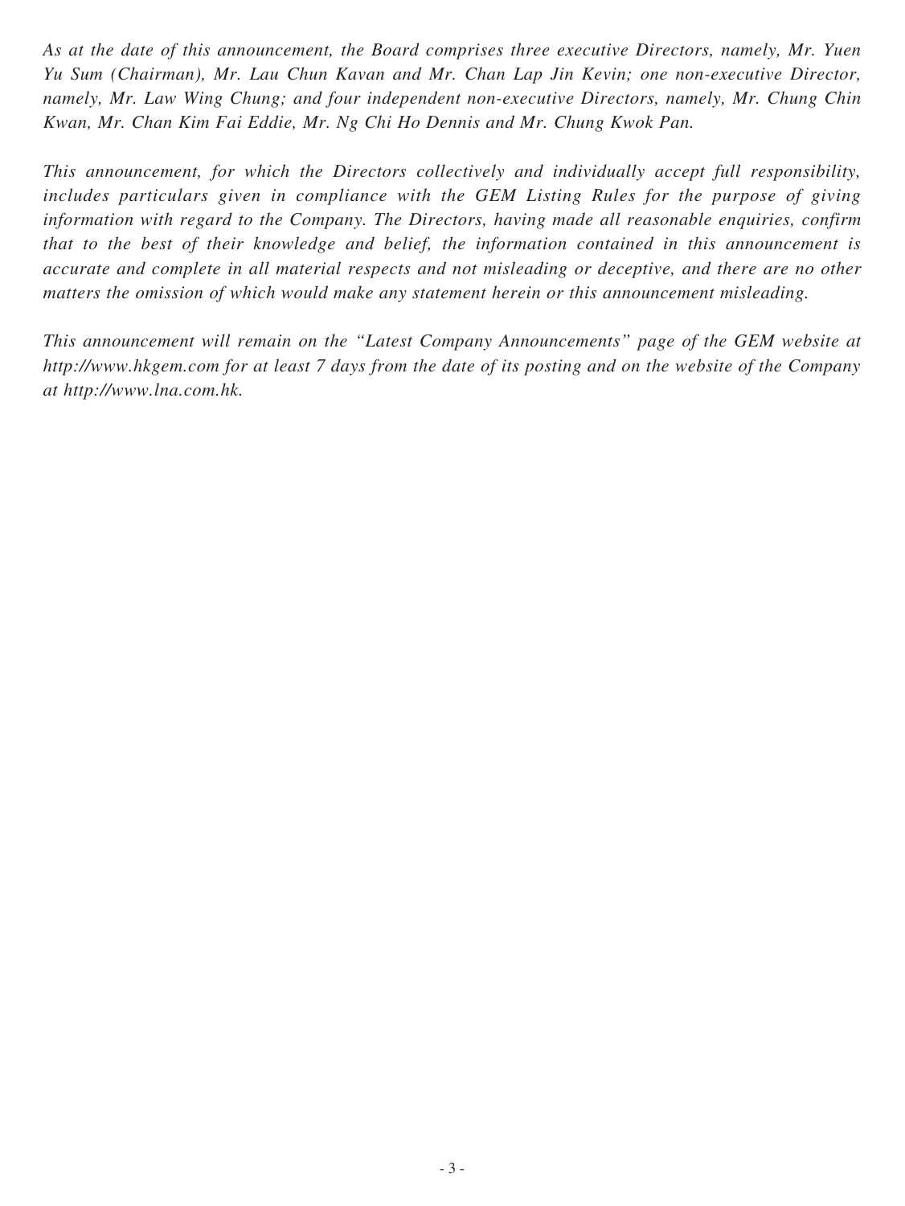*As at the date of this announcement, the Board comprises three executive Directors, namely, Mr. Yuen Yu Sum (Chairman), Mr. Lau Chun Kavan and Mr. Chan Lap Jin Kevin; one non-executive Director, namely, Mr. Law Wing Chung; and four independent non-executive Directors, namely, Mr. Chung Chin Kwan, Mr. Chan Kim Fai Eddie, Mr. Ng Chi Ho Dennis and Mr. Chung Kwok Pan.*

*This announcement, for which the Directors collectively and individually accept full responsibility, includes particulars given in compliance with the GEM Listing Rules for the purpose of giving information with regard to the Company. The Directors, having made all reasonable enquiries, confirm that to the best of their knowledge and belief, the information contained in this announcement is accurate and complete in all material respects and not misleading or deceptive, and there are no other matters the omission of which would make any statement herein or this announcement misleading.*

*This announcement will remain on the "Latest Company Announcements" page of the GEM website at http://www.hkgem.com for at least 7 days from the date of its posting and on the website of the Company at http://www.lna.com.hk.*